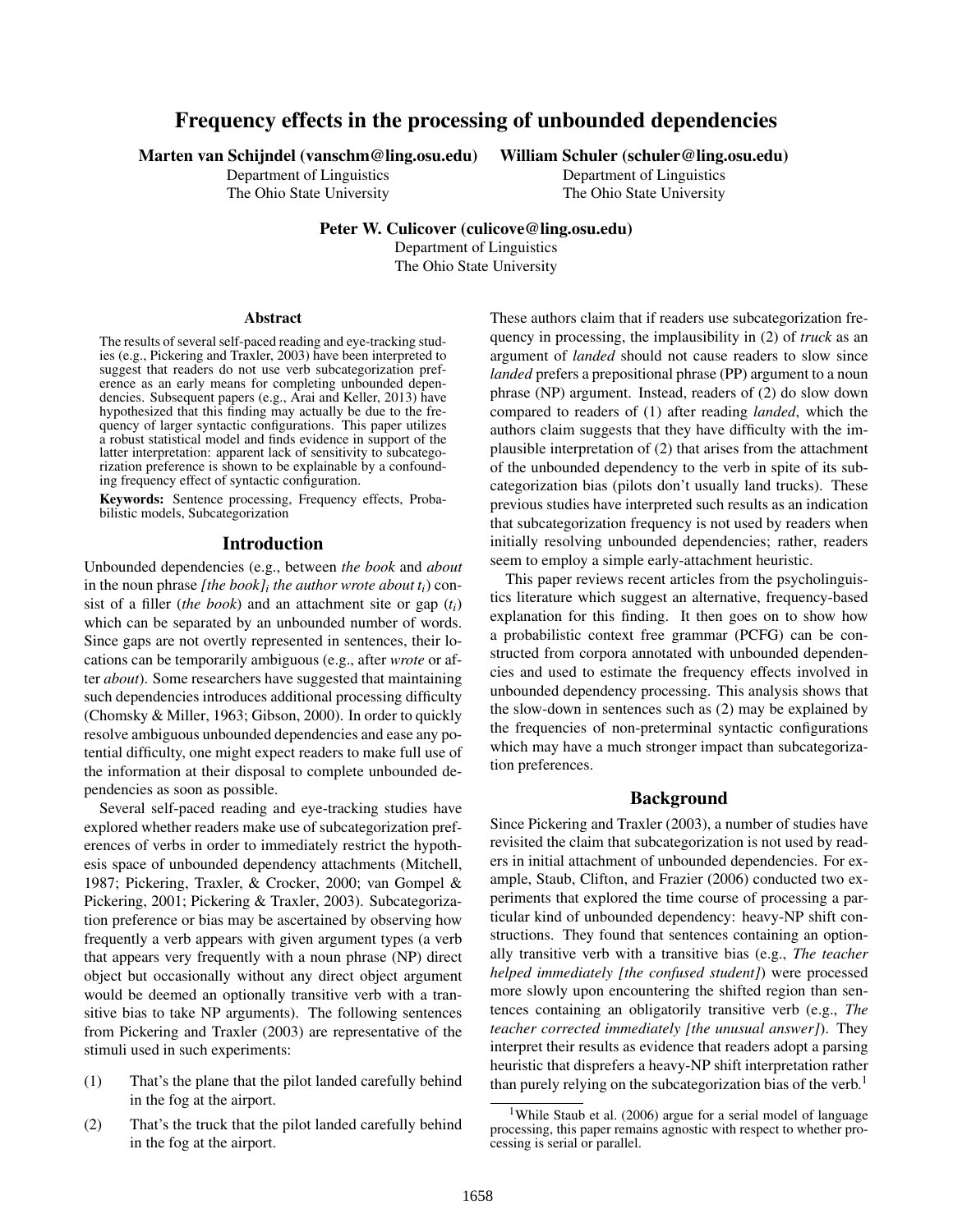# Frequency effects in the processing of unbounded dependencies

**Marten van Schijndel (vanschm@ling.osu.edu)**
Department of Linguistics
The Ohio State University

**William Schuler (schuler@ling.osu.edu)**
Department of Linguistics
The Ohio State University

**Peter W. Culicover (culicove@ling.osu.edu)**
Department of Linguistics
The Ohio State University

## Abstract

The results of several self-paced reading and eye-tracking studies (e.g., Pickering and Traxler, 2003) have been interpreted to suggest that readers do not use verb subcategorization preference as an early means for completing unbounded dependencies. Subsequent papers (e.g., Arai and Keller, 2013) have hypothesized that this finding may actually be due to the frequency of larger syntactic configurations. This paper utilizes a robust statistical model and finds evidence in support of the latter interpretation: apparent lack of sensitivity to subcategorization preference is shown to be explainable by a confounding frequency effect of syntactic configuration.

**Keywords:** Sentence processing, Frequency effects, Probabilistic models, Subcategorization

## Introduction

Unbounded dependencies (e.g., between *the book* and *about* in the noun phrase *[the book]$_i$ the author wrote about $t_i$*) consist of a filler (*the book*) and an attachment site or gap ($t_i$) which can be separated by an unbounded number of words. Since gaps are not overtly represented in sentences, their locations can be temporarily ambiguous (e.g., after *wrote* or after *about*). Some researchers have suggested that maintaining such dependencies introduces additional processing difficulty (Chomsky & Miller, 1963; Gibson, 2000). In order to quickly resolve ambiguous unbounded dependencies and ease any potential difficulty, one might expect readers to make full use of the information at their disposal to complete unbounded dependencies as soon as possible.

Several self-paced reading and eye-tracking studies have explored whether readers make use of subcategorization preferences of verbs in order to immediately restrict the hypothesis space of unbounded dependency attachments (Mitchell, 1987; Pickering, Traxler, & Crocker, 2000; van Gompel & Pickering, 2001; Pickering & Traxler, 2003). Subcategorization preference or bias may be ascertained by observing how frequently a verb appears with given argument types (a verb that appears very frequently with a noun phrase (NP) direct object but occasionally without any direct object argument would be deemed an optionally transitive verb with a transitive bias to take NP arguments). The following sentences from Pickering and Traxler (2003) are representative of the stimuli used in such experiments:

(1) That's the plane that the pilot landed carefully behind in the fog at the airport.

(2) That's the truck that the pilot landed carefully behind in the fog at the airport.

These authors claim that if readers use subcategorization frequency in processing, the implausibility in (2) of *truck* as an argument of *landed* should not cause readers to slow since *landed* prefers a prepositional phrase (PP) argument to a noun phrase (NP) argument. Instead, readers of (2) do slow down compared to readers of (1) after reading *landed*, which the authors claim suggests that they have difficulty with the implausible interpretation of (2) that arises from the attachment of the unbounded dependency to the verb in spite of its subcategorization bias (pilots don't usually land trucks). These previous studies have interpreted such results as an indication that subcategorization frequency is not used by readers when initially resolving unbounded dependencies; rather, readers seem to employ a simple early-attachment heuristic.

This paper reviews recent articles from the psycholinguistics literature which suggest an alternative, frequency-based explanation for this finding. It then goes on to show how a probabilistic context free grammar (PCFG) can be constructed from corpora annotated with unbounded dependencies and used to estimate the frequency effects involved in unbounded dependency processing. This analysis shows that the slow-down in sentences such as (2) may be explained by the frequencies of non-preterminal syntactic configurations which may have a much stronger impact than subcategorization preferences.

## Background

Since Pickering and Traxler (2003), a number of studies have revisited the claim that subcategorization is not used by readers in initial attachment of unbounded dependencies. For example, Staub, Clifton, and Frazier (2006) conducted two experiments that explored the time course of processing a particular kind of unbounded dependency: heavy-NP shift constructions. They found that sentences containing an optionally transitive verb with a transitive bias (e.g., *The teacher helped immediately [the confused student]*) were processed more slowly upon encountering the shifted region than sentences containing an obligatorily transitive verb (e.g., *The teacher corrected immediately [the unusual answer]*). They interpret their results as evidence that readers adopt a parsing heuristic that disprefers a heavy-NP shift interpretation rather than purely relying on the subcategorization bias of the verb.[1]

[1] While Staub et al. (2006) argue for a serial model of language processing, this paper remains agnostic with respect to whether processing is serial or parallel.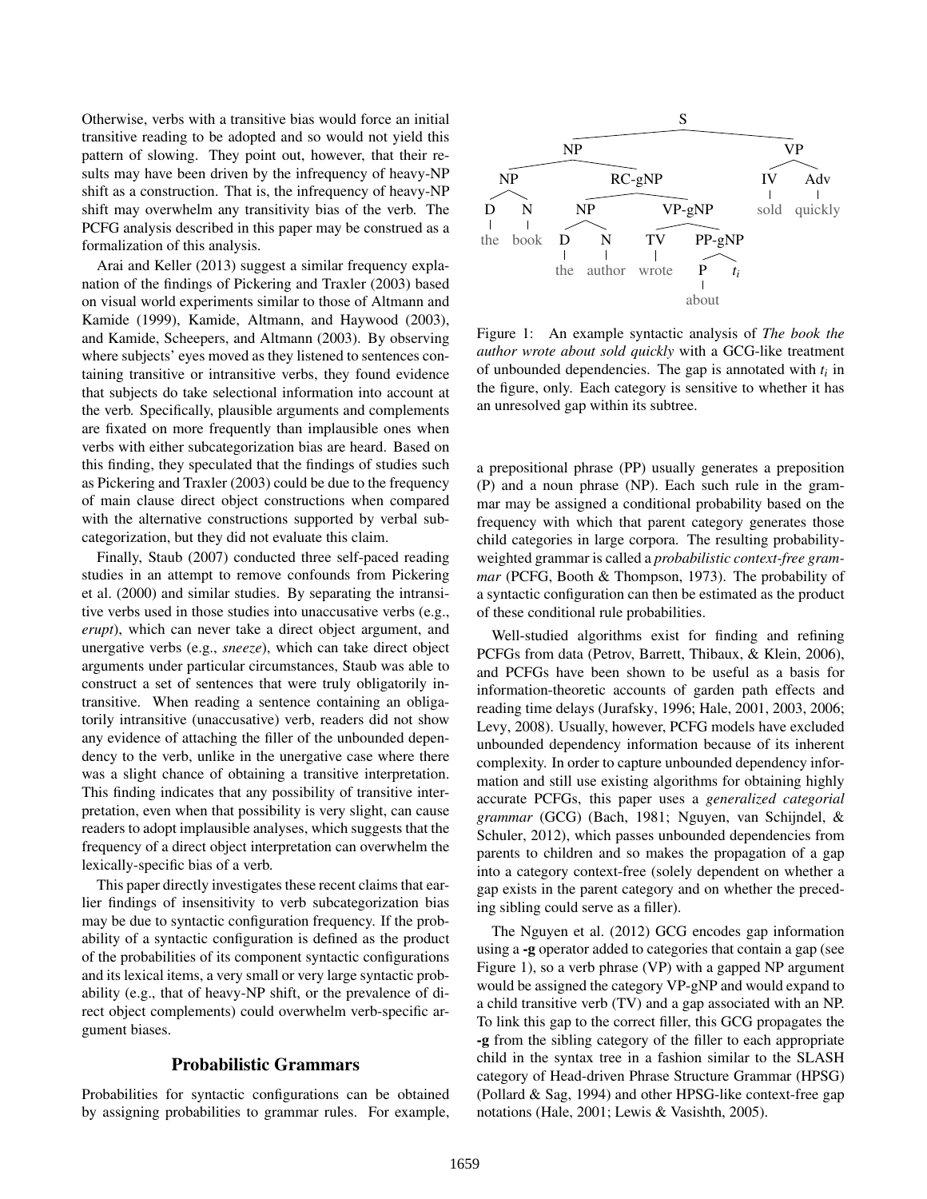Otherwise, verbs with a transitive bias would force an initial transitive reading to be adopted and so would not yield this pattern of slowing. They point out, however, that their results may have been driven by the infrequency of heavy-NP shift as a construction. That is, the infrequency of heavy-NP shift may overwhelm any transitivity bias of the verb. The PCFG analysis described in this paper may be construed as a formalization of this analysis.

Arai and Keller (2013) suggest a similar frequency explanation of the findings of Pickering and Traxler (2003) based on visual world experiments similar to those of Altmann and Kamide (1999), Kamide, Altmann, and Haywood (2003), and Kamide, Scheepers, and Altmann (2003). By observing where subjects' eyes moved as they listened to sentences containing transitive or intransitive verbs, they found evidence that subjects do take selectional information into account at the verb. Specifically, plausible arguments and complements are fixated on more frequently than implausible ones when verbs with either subcategorization bias are heard. Based on this finding, they speculated that the findings of studies such as Pickering and Traxler (2003) could be due to the frequency of main clause direct object constructions when compared with the alternative constructions supported by verbal subcategorization, but they did not evaluate this claim.

Finally, Staub (2007) conducted three self-paced reading studies in an attempt to remove confounds from Pickering et al. (2000) and similar studies. By separating the intransitive verbs used in those studies into unaccusative verbs (e.g., *erupt*), which can never take a direct object argument, and unergative verbs (e.g., *sneeze*), which can take direct object arguments under particular circumstances, Staub was able to construct a set of sentences that were truly obligatorily intransitive. When reading a sentence containing an obligatorily intransitive (unaccusative) verb, readers did not show any evidence of attaching the filler of the unbounded dependency to the verb, unlike in the unergative case where there was a slight chance of obtaining a transitive interpretation. This finding indicates that any possibility of transitive interpretation, even when that possibility is very slight, can cause readers to adopt implausible analyses, which suggests that the frequency of a direct object interpretation can overwhelm the lexically-specific bias of a verb.

This paper directly investigates these recent claims that earlier findings of insensitivity to verb subcategorization bias may be due to syntactic configuration frequency. If the probability of a syntactic configuration is defined as the product of the probabilities of its component syntactic configurations and its lexical items, a very small or very large syntactic probability (e.g., that of heavy-NP shift, or the prevalence of direct object complements) could overwhelm verb-specific argument biases.

## Probabilistic Grammars

Probabilities for syntactic configurations can be obtained by assigning probabilities to grammar rules. For example, a prepositional phrase (PP) usually generates a preposition (P) and a noun phrase (NP). Each such rule in the grammar may be assigned a conditional probability based on the frequency with which that parent category generates those child categories in large corpora. The resulting probability-weighted grammar is called a *probabilistic context-free grammar* (PCFG, Booth & Thompson, 1973). The probability of a syntactic configuration can then be estimated as the product of these conditional rule probabilities.

Well-studied algorithms exist for finding and refining PCFGs from data (Petrov, Barrett, Thibaux, & Klein, 2006), and PCFGs have been shown to be useful as a basis for information-theoretic accounts of garden path effects and reading time delays (Jurafsky, 1996; Hale, 2001, 2003, 2006; Levy, 2008). Usually, however, PCFG models have excluded unbounded dependency information because of its inherent complexity. In order to capture unbounded dependency information and still use existing algorithms for obtaining highly accurate PCFGs, this paper uses a *generalized categorial grammar* (GCG) (Bach, 1981; Nguyen, van Schijndel, & Schuler, 2012), which passes unbounded dependencies from parents to children and so makes the propagation of a gap into a category context-free (solely dependent on whether a gap exists in the parent category and on whether the preceding sibling could serve as a filler).

```
S
├── NP
│   ├── NP
│   │   ├── D: the
│   │   └── N: book
│   └── RC-gNP
│       ├── NP
│       │   ├── D: the
│       │   └── N: author
│       └── VP-gNP
│           ├── TV: wrote
│           └── PP-gNP
│               ├── P: about
│               └── t_i
└── VP
    ├── IV: sold
    └── Adv: quickly
```

Figure 1: An example syntactic analysis of *The book the author wrote about sold quickly* with a GCG-like treatment of unbounded dependencies. The gap is annotated with $t_i$ in the figure, only. Each category is sensitive to whether it has an unresolved gap within its subtree.

The Nguyen et al. (2012) GCG encodes gap information using a **-g** operator added to categories that contain a gap (see Figure 1), so a verb phrase (VP) with a gapped NP argument would be assigned the category VP-gNP and would expand to a child transitive verb (TV) and a gap associated with an NP. To link this gap to the correct filler, this GCG propagates the **-g** from the sibling category of the filler to each appropriate child in the syntax tree in a fashion similar to the SLASH category of Head-driven Phrase Structure Grammar (HPSG) (Pollard & Sag, 1994) and other HPSG-like context-free gap notations (Hale, 2001; Lewis & Vasishth, 2005).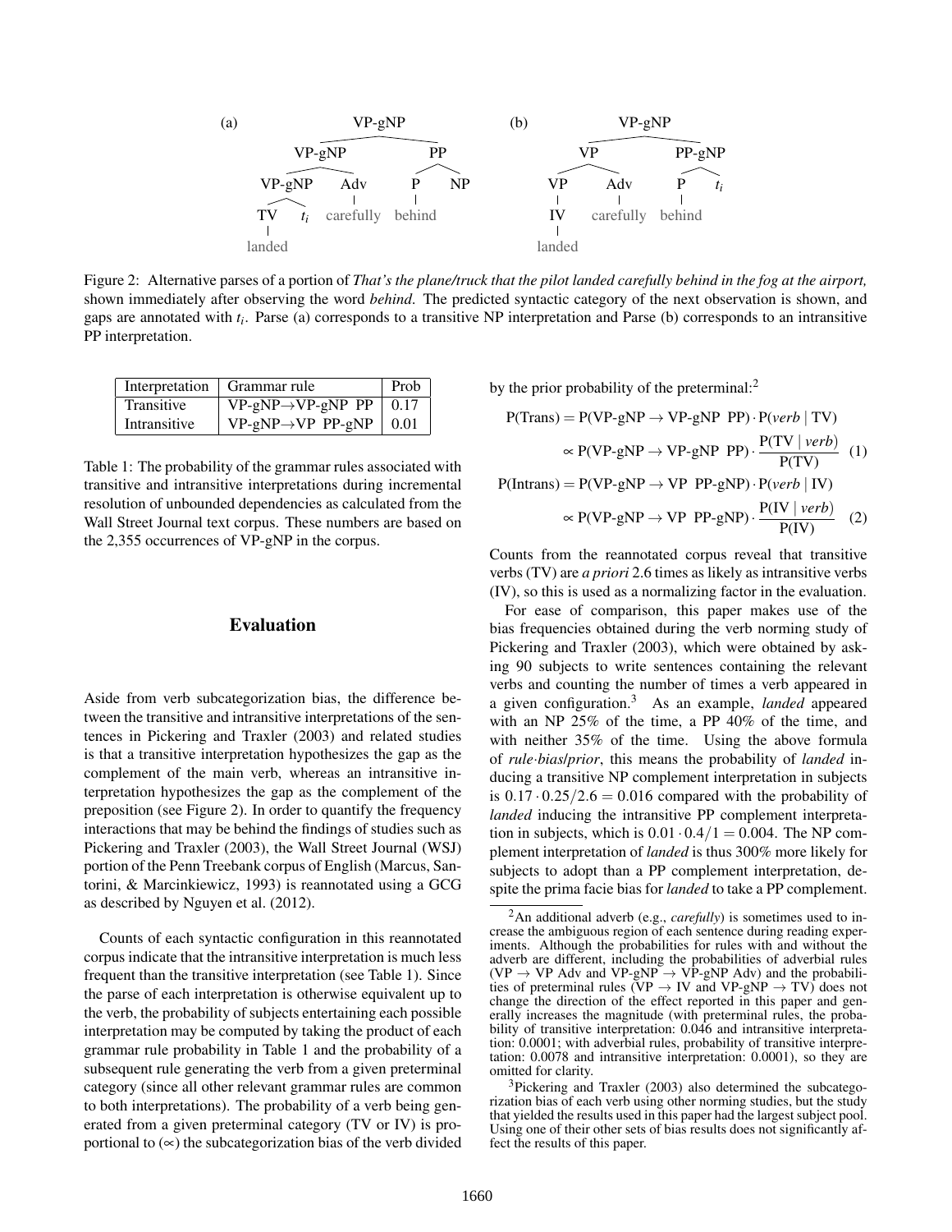Figure 2: Alternative parses of a portion of *That's the plane/truck that the pilot landed carefully behind in the fog at the airport,* shown immediately after observing the word *behind*. The predicted syntactic category of the next observation is shown, and gaps are annotated with $t_i$. Parse (a) corresponds to a transitive NP interpretation and Parse (b) corresponds to an intransitive PP interpretation.

| Interpretation | Grammar rule | Prob |
|---|---|---|
| Transitive | VP-gNP→VP-gNP PP | 0.17 |
| Intransitive | VP-gNP→VP PP-gNP | 0.01 |

Table 1: The probability of the grammar rules associated with transitive and intransitive interpretations during incremental resolution of unbounded dependencies as calculated from the Wall Street Journal text corpus. These numbers are based on the 2,355 occurrences of VP-gNP in the corpus.

## Evaluation

Aside from verb subcategorization bias, the difference between the transitive and intransitive interpretations of the sentences in Pickering and Traxler (2003) and related studies is that a transitive interpretation hypothesizes the gap as the complement of the main verb, whereas an intransitive interpretation hypothesizes the gap as the complement of the preposition (see Figure 2). In order to quantify the frequency interactions that may be behind the findings of studies such as Pickering and Traxler (2003), the Wall Street Journal (WSJ) portion of the Penn Treebank corpus of English (Marcus, Santorini, & Marcinkiewicz, 1993) is reannotated using a GCG as described by Nguyen et al. (2012).

Counts of each syntactic configuration in this reannotated corpus indicate that the intransitive interpretation is much less frequent than the transitive interpretation (see Table 1). Since the parse of each interpretation is otherwise equivalent up to the verb, the probability of subjects entertaining each possible interpretation may be computed by taking the product of each grammar rule probability in Table 1 and the probability of a subsequent rule generating the verb from a given preterminal category (since all other relevant grammar rules are common to both interpretations). The probability of a verb being generated from a given preterminal category (TV or IV) is proportional to ($\propto$) the subcategorization bias of the verb divided by the prior probability of the preterminal:[2]

$$\begin{aligned}\mathrm{P(Trans)} &= \mathrm{P(VP\text{-}gNP \rightarrow VP\text{-}gNP\ \ PP)} \cdot \mathrm{P}(\textit{verb} \mid \mathrm{TV}) \\ &\propto \mathrm{P(VP\text{-}gNP \rightarrow VP\text{-}gNP\ \ PP)} \cdot \frac{\mathrm{P}(\mathrm{TV} \mid \textit{verb})}{\mathrm{P(TV)}} \quad (1)\end{aligned}$$

$$\begin{aligned}\mathrm{P(Intrans)} &= \mathrm{P(VP\text{-}gNP \rightarrow VP\ \ PP\text{-}gNP)} \cdot \mathrm{P}(\textit{verb} \mid \mathrm{IV}) \\ &\propto \mathrm{P(VP\text{-}gNP \rightarrow VP\ \ PP\text{-}gNP)} \cdot \frac{\mathrm{P}(\mathrm{IV} \mid \textit{verb})}{\mathrm{P(IV)}} \quad (2)\end{aligned}$$

Counts from the reannotated corpus reveal that transitive verbs (TV) are *a priori* 2.6 times as likely as intransitive verbs (IV), so this is used as a normalizing factor in the evaluation.

For ease of comparison, this paper makes use of the bias frequencies obtained during the verb norming study of Pickering and Traxler (2003), which were obtained by asking 90 subjects to write sentences containing the relevant verbs and counting the number of times a verb appeared in a given configuration.[3] As an example, *landed* appeared with an NP 25% of the time, a PP 40% of the time, and with neither 35% of the time. Using the above formula of *rule·bias/prior*, this means the probability of *landed* inducing a transitive NP complement interpretation in subjects is $0.17 \cdot 0.25/2.6 = 0.016$ compared with the probability of *landed* inducing the intransitive PP complement interpretation in subjects, which is $0.01 \cdot 0.4/1 = 0.004$. The NP complement interpretation of *landed* is thus 300% more likely for subjects to adopt than a PP complement interpretation, despite the prima facie bias for *landed* to take a PP complement.

[2]An additional adverb (e.g., *carefully*) is sometimes used to increase the ambiguous region of each sentence during reading experiments. Although the probabilities for rules with and without the adverb are different, including the probabilities of adverbial rules (VP → VP Adv and VP-gNP → VP-gNP Adv) and the probabilities of preterminal rules (VP → IV and VP-gNP → TV) does not change the direction of the effect reported in this paper and generally increases the magnitude (with preterminal rules, the probability of transitive interpretation: 0.046 and intransitive interpretation: 0.0001; with adverbial rules, probability of transitive interpretation: 0.0078 and intransitive interpretation: 0.0001), so they are omitted for clarity.

[3]Pickering and Traxler (2003) also determined the subcategorization bias of each verb using other norming studies, but the study that yielded the results used in this paper had the largest subject pool. Using one of their other sets of bias results does not significantly affect the results of this paper.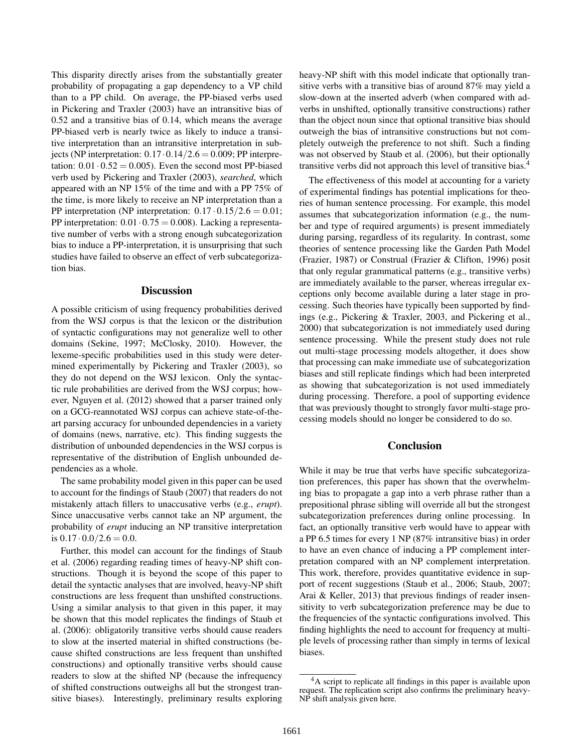This disparity directly arises from the substantially greater probability of propagating a gap dependency to a VP child than to a PP child. On average, the PP-biased verbs used in Pickering and Traxler (2003) have an intransitive bias of 0.52 and a transitive bias of 0.14, which means the average PP-biased verb is nearly twice as likely to induce a transitive interpretation than an intransitive interpretation in subjects (NP interpretation: $0.17 \cdot 0.14/2.6 = 0.009$; PP interpretation: $0.01 \cdot 0.52 = 0.005$). Even the second most PP-biased verb used by Pickering and Traxler (2003), *searched*, which appeared with an NP 15% of the time and with a PP 75% of the time, is more likely to receive an NP interpretation than a PP interpretation (NP interpretation: $0.17 \cdot 0.15/2.6 = 0.01$; PP interpretation: $0.01 \cdot 0.75 = 0.008$). Lacking a representative number of verbs with a strong enough subcategorization bias to induce a PP-interpretation, it is unsurprising that such studies have failed to observe an effect of verb subcategorization bias.

## Discussion

A possible criticism of using frequency probabilities derived from the WSJ corpus is that the lexicon or the distribution of syntactic configurations may not generalize well to other domains (Sekine, 1997; McClosky, 2010). However, the lexeme-specific probabilities used in this study were determined experimentally by Pickering and Traxler (2003), so they do not depend on the WSJ lexicon. Only the syntactic rule probabilities are derived from the WSJ corpus; however, Nguyen et al. (2012) showed that a parser trained only on a GCG-reannotated WSJ corpus can achieve state-of-the-art parsing accuracy for unbounded dependencies in a variety of domains (news, narrative, etc). This finding suggests the distribution of unbounded dependencies in the WSJ corpus is representative of the distribution of English unbounded dependencies as a whole.

The same probability model given in this paper can be used to account for the findings of Staub (2007) that readers do not mistakenly attach fillers to unaccusative verbs (e.g., *erupt*). Since unaccusative verbs cannot take an NP argument, the probability of *erupt* inducing an NP transitive interpretation is $0.17 \cdot 0.0/2.6 = 0.0$.

Further, this model can account for the findings of Staub et al. (2006) regarding reading times of heavy-NP shift constructions. Though it is beyond the scope of this paper to detail the syntactic analyses that are involved, heavy-NP shift constructions are less frequent than unshifted constructions. Using a similar analysis to that given in this paper, it may be shown that this model replicates the findings of Staub et al. (2006): obligatorily transitive verbs should cause readers to slow at the inserted material in shifted constructions (because shifted constructions are less frequent than unshifted constructions) and optionally transitive verbs should cause readers to slow at the shifted NP (because the infrequency of shifted constructions outweighs all but the strongest transitive biases). Interestingly, preliminary results exploring heavy-NP shift with this model indicate that optionally transitive verbs with a transitive bias of around 87% may yield a slow-down at the inserted adverb (when compared with adverbs in unshifted, optionally transitive constructions) rather than the object noun since that optional transitive bias should outweigh the bias of intransitive constructions but not completely outweigh the preference to not shift. Such a finding was not observed by Staub et al. (2006), but their optionally transitive verbs did not approach this level of transitive bias.[4]

The effectiveness of this model at accounting for a variety of experimental findings has potential implications for theories of human sentence processing. For example, this model assumes that subcategorization information (e.g., the number and type of required arguments) is present immediately during parsing, regardless of its regularity. In contrast, some theories of sentence processing like the Garden Path Model (Frazier, 1987) or Construal (Frazier & Clifton, 1996) posit that only regular grammatical patterns (e.g., transitive verbs) are immediately available to the parser, whereas irregular exceptions only become available during a later stage in processing. Such theories have typically been supported by findings (e.g., Pickering & Traxler, 2003, and Pickering et al., 2000) that subcategorization is not immediately used during sentence processing. While the present study does not rule out multi-stage processing models altogether, it does show that processing can make immediate use of subcategorization biases and still replicate findings which had been interpreted as showing that subcategorization is not used immediately during processing. Therefore, a pool of supporting evidence that was previously thought to strongly favor multi-stage processing models should no longer be considered to do so.

## Conclusion

While it may be true that verbs have specific subcategorization preferences, this paper has shown that the overwhelming bias to propagate a gap into a verb phrase rather than a prepositional phrase sibling will override all but the strongest subcategorization preferences during online processing. In fact, an optionally transitive verb would have to appear with a PP 6.5 times for every 1 NP (87% intransitive bias) in order to have an even chance of inducing a PP complement interpretation compared with an NP complement interpretation. This work, therefore, provides quantitative evidence in support of recent suggestions (Staub et al., 2006; Staub, 2007; Arai & Keller, 2013) that previous findings of reader insensitivity to verb subcategorization preference may be due to the frequencies of the syntactic configurations involved. This finding highlights the need to account for frequency at multiple levels of processing rather than simply in terms of lexical biases.

[4] A script to replicate all findings in this paper is available upon request. The replication script also confirms the preliminary heavy-NP shift analysis given here.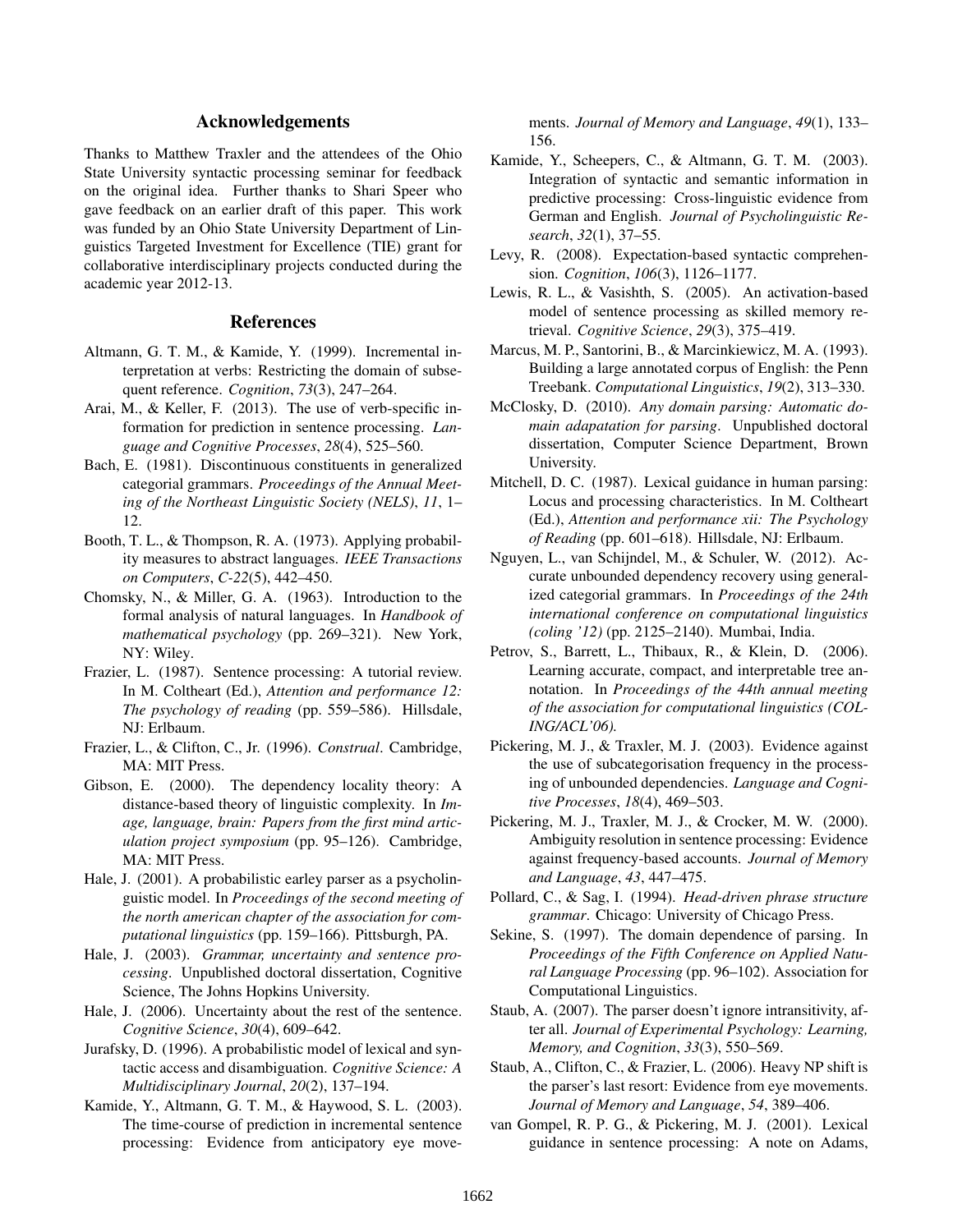## Acknowledgements

Thanks to Matthew Traxler and the attendees of the Ohio State University syntactic processing seminar for feedback on the original idea. Further thanks to Shari Speer who gave feedback on an earlier draft of this paper. This work was funded by an Ohio State University Department of Linguistics Targeted Investment for Excellence (TIE) grant for collaborative interdisciplinary projects conducted during the academic year 2012-13.

## References

Altmann, G. T. M., & Kamide, Y. (1999). Incremental interpretation at verbs: Restricting the domain of subsequent reference. *Cognition*, *73*(3), 247–264.

Arai, M., & Keller, F. (2013). The use of verb-specific information for prediction in sentence processing. *Language and Cognitive Processes*, *28*(4), 525–560.

Bach, E. (1981). Discontinuous constituents in generalized categorial grammars. *Proceedings of the Annual Meeting of the Northeast Linguistic Society (NELS)*, *11*, 1–12.

Booth, T. L., & Thompson, R. A. (1973). Applying probability measures to abstract languages. *IEEE Transactions on Computers*, *C-22*(5), 442–450.

Chomsky, N., & Miller, G. A. (1963). Introduction to the formal analysis of natural languages. In *Handbook of mathematical psychology* (pp. 269–321). New York, NY: Wiley.

Frazier, L. (1987). Sentence processing: A tutorial review. In M. Coltheart (Ed.), *Attention and performance 12: The psychology of reading* (pp. 559–586). Hillsdale, NJ: Erlbaum.

Frazier, L., & Clifton, C., Jr. (1996). *Construal*. Cambridge, MA: MIT Press.

Gibson, E. (2000). The dependency locality theory: A distance-based theory of linguistic complexity. In *Image, language, brain: Papers from the first mind articulation project symposium* (pp. 95–126). Cambridge, MA: MIT Press.

Hale, J. (2001). A probabilistic earley parser as a psycholinguistic model. In *Proceedings of the second meeting of the north american chapter of the association for computational linguistics* (pp. 159–166). Pittsburgh, PA.

Hale, J. (2003). *Grammar, uncertainty and sentence processing*. Unpublished doctoral dissertation, Cognitive Science, The Johns Hopkins University.

Hale, J. (2006). Uncertainty about the rest of the sentence. *Cognitive Science*, *30*(4), 609–642.

Jurafsky, D. (1996). A probabilistic model of lexical and syntactic access and disambiguation. *Cognitive Science: A Multidisciplinary Journal*, *20*(2), 137–194.

Kamide, Y., Altmann, G. T. M., & Haywood, S. L. (2003). The time-course of prediction in incremental sentence processing: Evidence from anticipatory eye movements. *Journal of Memory and Language*, *49*(1), 133–156.

Kamide, Y., Scheepers, C., & Altmann, G. T. M. (2003). Integration of syntactic and semantic information in predictive processing: Cross-linguistic evidence from German and English. *Journal of Psycholinguistic Research*, *32*(1), 37–55.

Levy, R. (2008). Expectation-based syntactic comprehension. *Cognition*, *106*(3), 1126–1177.

Lewis, R. L., & Vasishth, S. (2005). An activation-based model of sentence processing as skilled memory retrieval. *Cognitive Science*, *29*(3), 375–419.

Marcus, M. P., Santorini, B., & Marcinkiewicz, M. A. (1993). Building a large annotated corpus of English: the Penn Treebank. *Computational Linguistics*, *19*(2), 313–330.

McClosky, D. (2010). *Any domain parsing: Automatic domain adapatation for parsing*. Unpublished doctoral dissertation, Computer Science Department, Brown University.

Mitchell, D. C. (1987). Lexical guidance in human parsing: Locus and processing characteristics. In M. Coltheart (Ed.), *Attention and performance xii: The Psychology of Reading* (pp. 601–618). Hillsdale, NJ: Erlbaum.

Nguyen, L., van Schijndel, M., & Schuler, W. (2012). Accurate unbounded dependency recovery using generalized categorial grammars. In *Proceedings of the 24th international conference on computational linguistics (coling '12)* (pp. 2125–2140). Mumbai, India.

Petrov, S., Barrett, L., Thibaux, R., & Klein, D. (2006). Learning accurate, compact, and interpretable tree annotation. In *Proceedings of the 44th annual meeting of the association for computational linguistics (COLING/ACL'06).*

Pickering, M. J., & Traxler, M. J. (2003). Evidence against the use of subcategorisation frequency in the processing of unbounded dependencies. *Language and Cognitive Processes*, *18*(4), 469–503.

Pickering, M. J., Traxler, M. J., & Crocker, M. W. (2000). Ambiguity resolution in sentence processing: Evidence against frequency-based accounts. *Journal of Memory and Language*, *43*, 447–475.

Pollard, C., & Sag, I. (1994). *Head-driven phrase structure grammar*. Chicago: University of Chicago Press.

Sekine, S. (1997). The domain dependence of parsing. In *Proceedings of the Fifth Conference on Applied Natural Language Processing* (pp. 96–102). Association for Computational Linguistics.

Staub, A. (2007). The parser doesn't ignore intransitivity, after all. *Journal of Experimental Psychology: Learning, Memory, and Cognition*, *33*(3), 550–569.

Staub, A., Clifton, C., & Frazier, L. (2006). Heavy NP shift is the parser's last resort: Evidence from eye movements. *Journal of Memory and Language*, *54*, 389–406.

van Gompel, R. P. G., & Pickering, M. J. (2001). Lexical guidance in sentence processing: A note on Adams,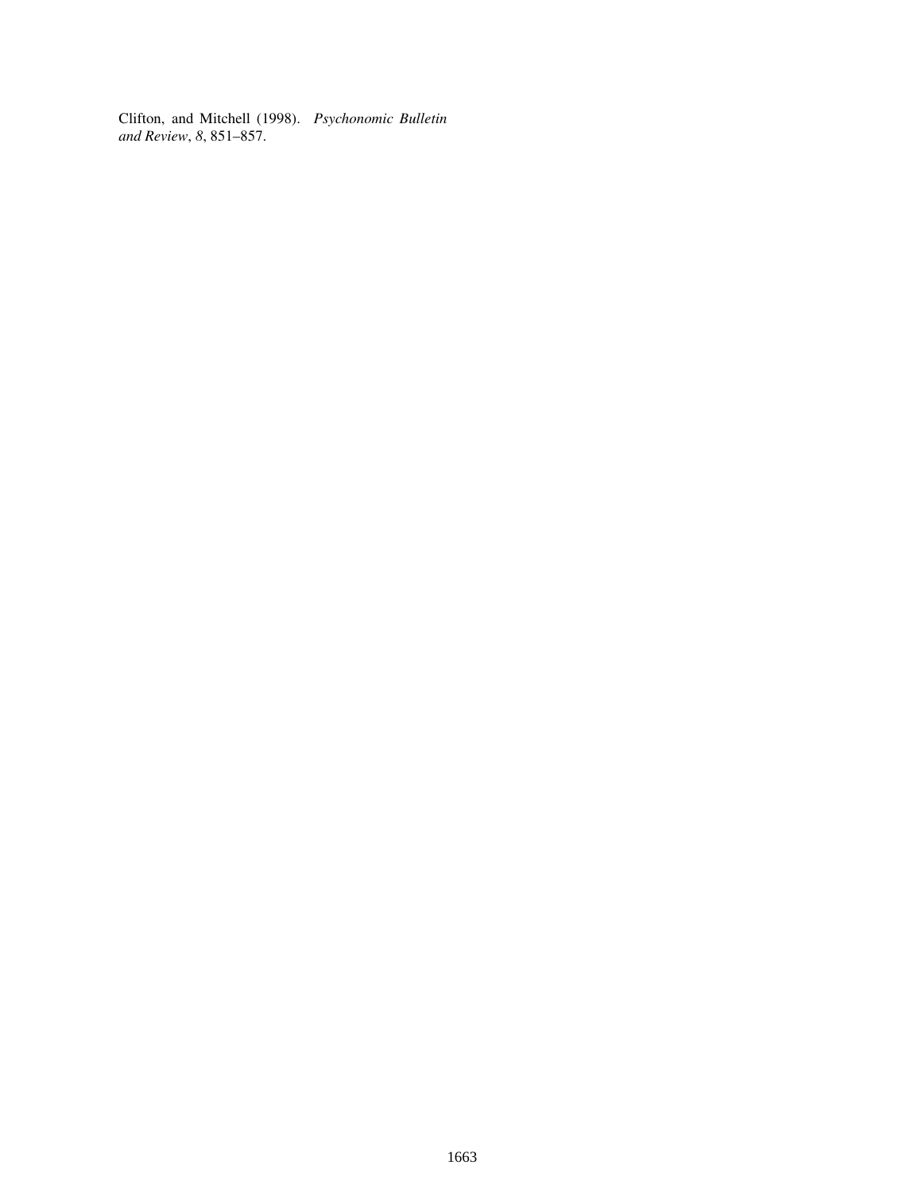Clifton, and Mitchell (1998). *Psychonomic Bulletin and Review*, *8*, 851–857.